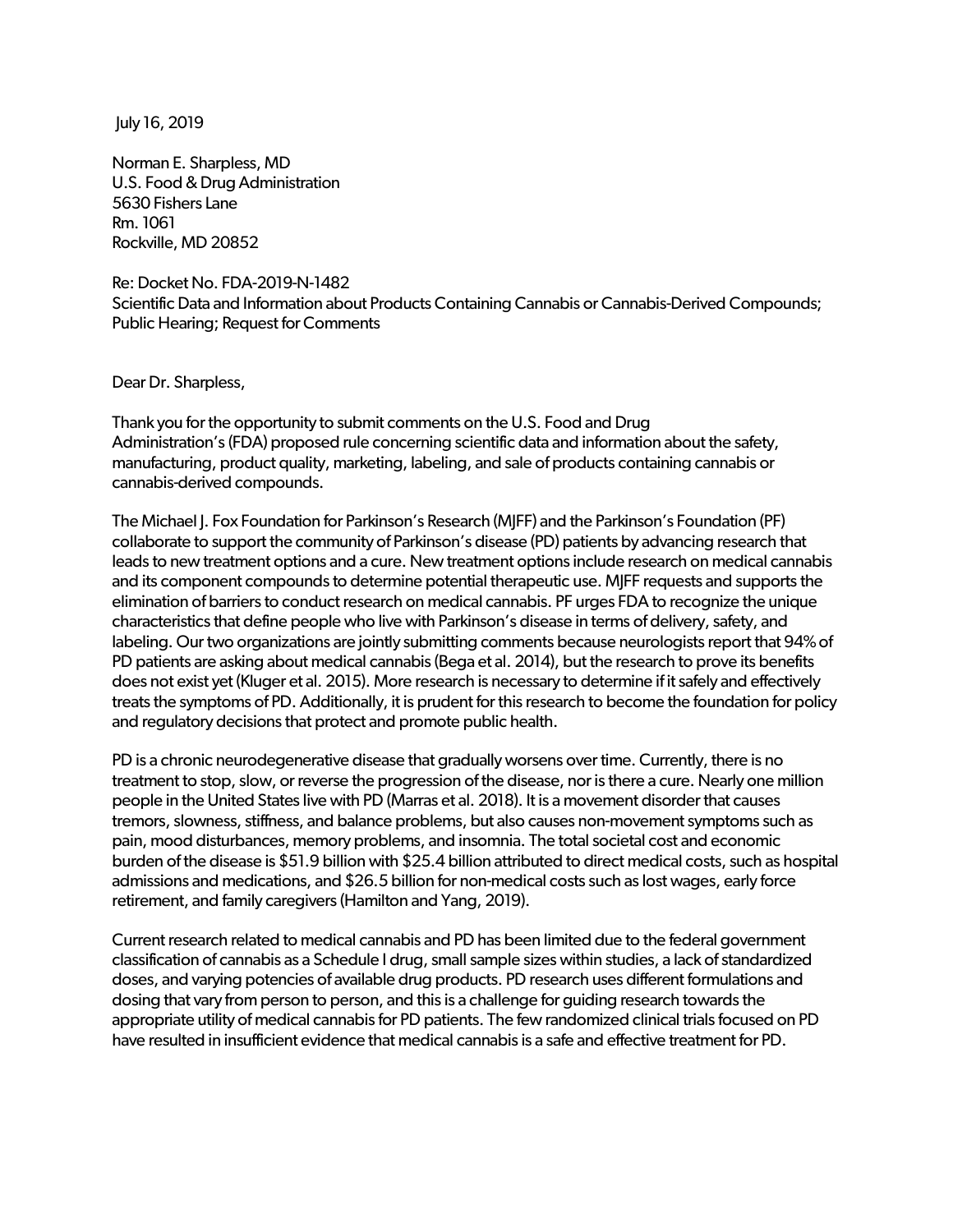July 16, 2019

Norman E. Sharpless, MD
U.S. Food & Drug Administration
5630 Fishers Lane
Rm. 1061
Rockville, MD 20852

Re: Docket No. FDA-2019-N-1482
Scientific Data and Information about Products Containing Cannabis or Cannabis-Derived Compounds; Public Hearing; Request for Comments

Dear Dr. Sharpless,

Thank you for the opportunity to submit comments on the U.S. Food and Drug Administration's (FDA) proposed rule concerning scientific data and information about the safety, manufacturing, product quality, marketing, labeling, and sale of products containing cannabis or cannabis-derived compounds.

The Michael J. Fox Foundation for Parkinson's Research (MJFF) and the Parkinson's Foundation (PF) collaborate to support the community of Parkinson's disease (PD) patients by advancing research that leads to new treatment options and a cure. New treatment options include research on medical cannabis and its component compounds to determine potential therapeutic use. MJFF requests and supports the elimination of barriers to conduct research on medical cannabis. PF urges FDA to recognize the unique characteristics that define people who live with Parkinson's disease in terms of delivery, safety, and labeling. Our two organizations are jointly submitting comments because neurologists report that 94% of PD patients are asking about medical cannabis (Bega et al. 2014), but the research to prove its benefits does not exist yet (Kluger et al. 2015). More research is necessary to determine if it safely and effectively treats the symptoms of PD. Additionally, it is prudent for this research to become the foundation for policy and regulatory decisions that protect and promote public health.

PD is a chronic neurodegenerative disease that gradually worsens over time. Currently, there is no treatment to stop, slow, or reverse the progression of the disease, nor is there a cure. Nearly one million people in the United States live with PD (Marras et al. 2018). It is a movement disorder that causes tremors, slowness, stiffness, and balance problems, but also causes non-movement symptoms such as pain, mood disturbances, memory problems, and insomnia. The total societal cost and economic burden of the disease is $51.9 billion with $25.4 billion attributed to direct medical costs, such as hospital admissions and medications, and $26.5 billion for non-medical costs such as lost wages, early force retirement, and family caregivers (Hamilton and Yang, 2019).

Current research related to medical cannabis and PD has been limited due to the federal government classification of cannabis as a Schedule I drug, small sample sizes within studies, a lack of standardized doses, and varying potencies of available drug products. PD research uses different formulations and dosing that vary from person to person, and this is a challenge for guiding research towards the appropriate utility of medical cannabis for PD patients. The few randomized clinical trials focused on PD have resulted in insufficient evidence that medical cannabis is a safe and effective treatment for PD.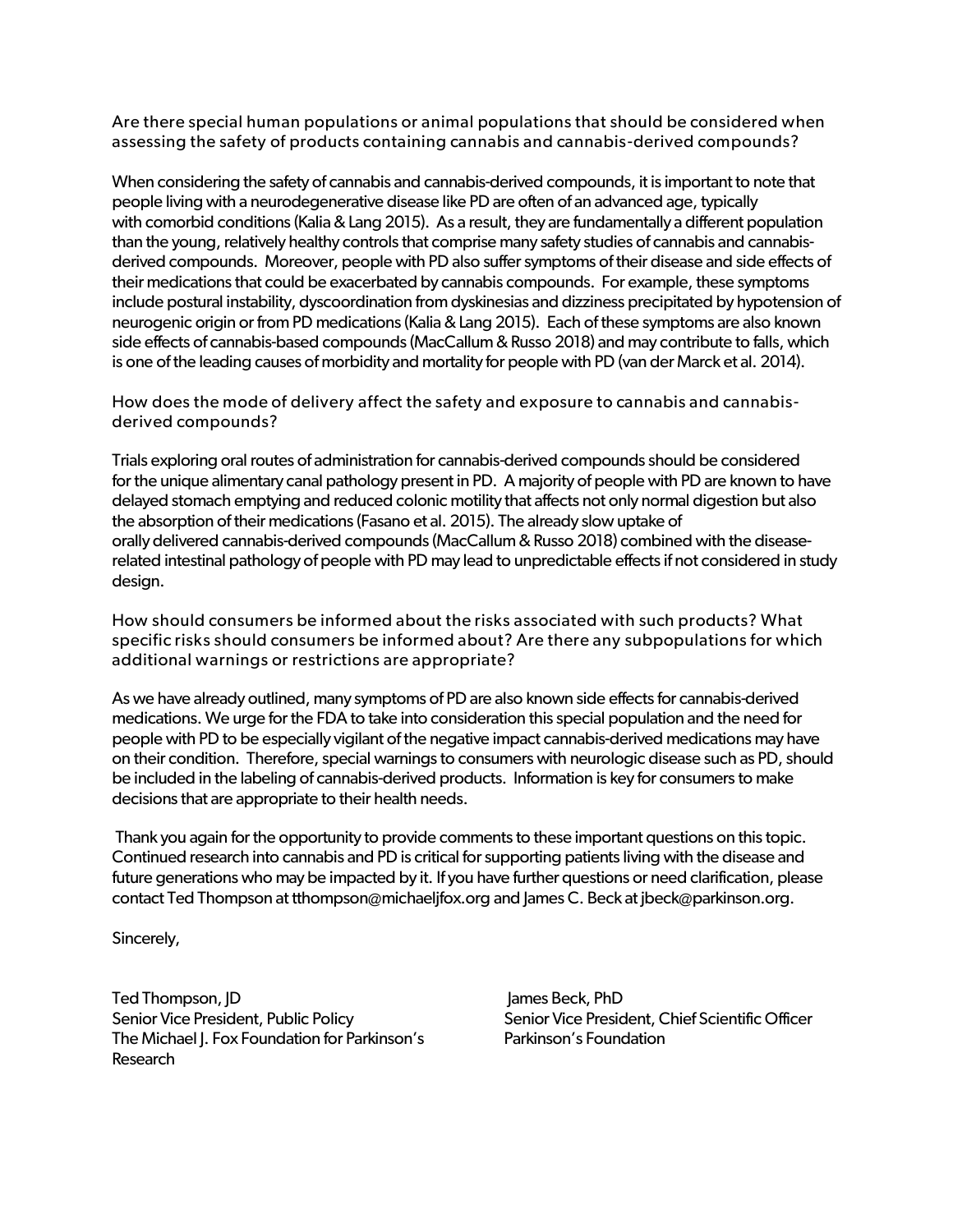### Are there special human populations or animal populations that should be considered when assessing the safety of products containing cannabis and cannabis-derived compounds?

When considering the safety of cannabis and cannabis-derived compounds, it is important to note that people living with a neurodegenerative disease like PD are often of an advanced age, typically with comorbid conditions (Kalia & Lang 2015). As a result, they are fundamentally a different population than the young, relatively healthy controls that comprise many safety studies of cannabis and cannabis-derived compounds. Moreover, people with PD also suffer symptoms of their disease and side effects of their medications that could be exacerbated by cannabis compounds. For example, these symptoms include postural instability, dyscoordination from dyskinesias and dizziness precipitated by hypotension of neurogenic origin or from PD medications (Kalia & Lang 2015). Each of these symptoms are also known side effects of cannabis-based compounds (MacCallum & Russo 2018) and may contribute to falls, which is one of the leading causes of morbidity and mortality for people with PD (van der Marck et al. 2014).

### How does the mode of delivery affect the safety and exposure to cannabis and cannabis-derived compounds?

Trials exploring oral routes of administration for cannabis-derived compounds should be considered for the unique alimentary canal pathology present in PD. A majority of people with PD are known to have delayed stomach emptying and reduced colonic motility that affects not only normal digestion but also the absorption of their medications (Fasano et al. 2015). The already slow uptake of orally delivered cannabis-derived compounds (MacCallum & Russo 2018) combined with the disease-related intestinal pathology of people with PD may lead to unpredictable effects if not considered in study design.

### How should consumers be informed about the risks associated with such products? What specific risks should consumers be informed about? Are there any subpopulations for which additional warnings or restrictions are appropriate?

As we have already outlined, many symptoms of PD are also known side effects for cannabis-derived medications. We urge for the FDA to take into consideration this special population and the need for people with PD to be especially vigilant of the negative impact cannabis-derived medications may have on their condition. Therefore, special warnings to consumers with neurologic disease such as PD, should be included in the labeling of cannabis-derived products. Information is key for consumers to make decisions that are appropriate to their health needs.

Thank you again for the opportunity to provide comments to these important questions on this topic. Continued research into cannabis and PD is critical for supporting patients living with the disease and future generations who may be impacted by it. If you have further questions or need clarification, please contact Ted Thompson at tthompson@michaeljfox.org and James C. Beck at jbeck@parkinson.org.

Sincerely,

Ted Thompson, JD
Senior Vice President, Public Policy
The Michael J. Fox Foundation for Parkinson's Research

James Beck, PhD
Senior Vice President, Chief Scientific Officer
Parkinson's Foundation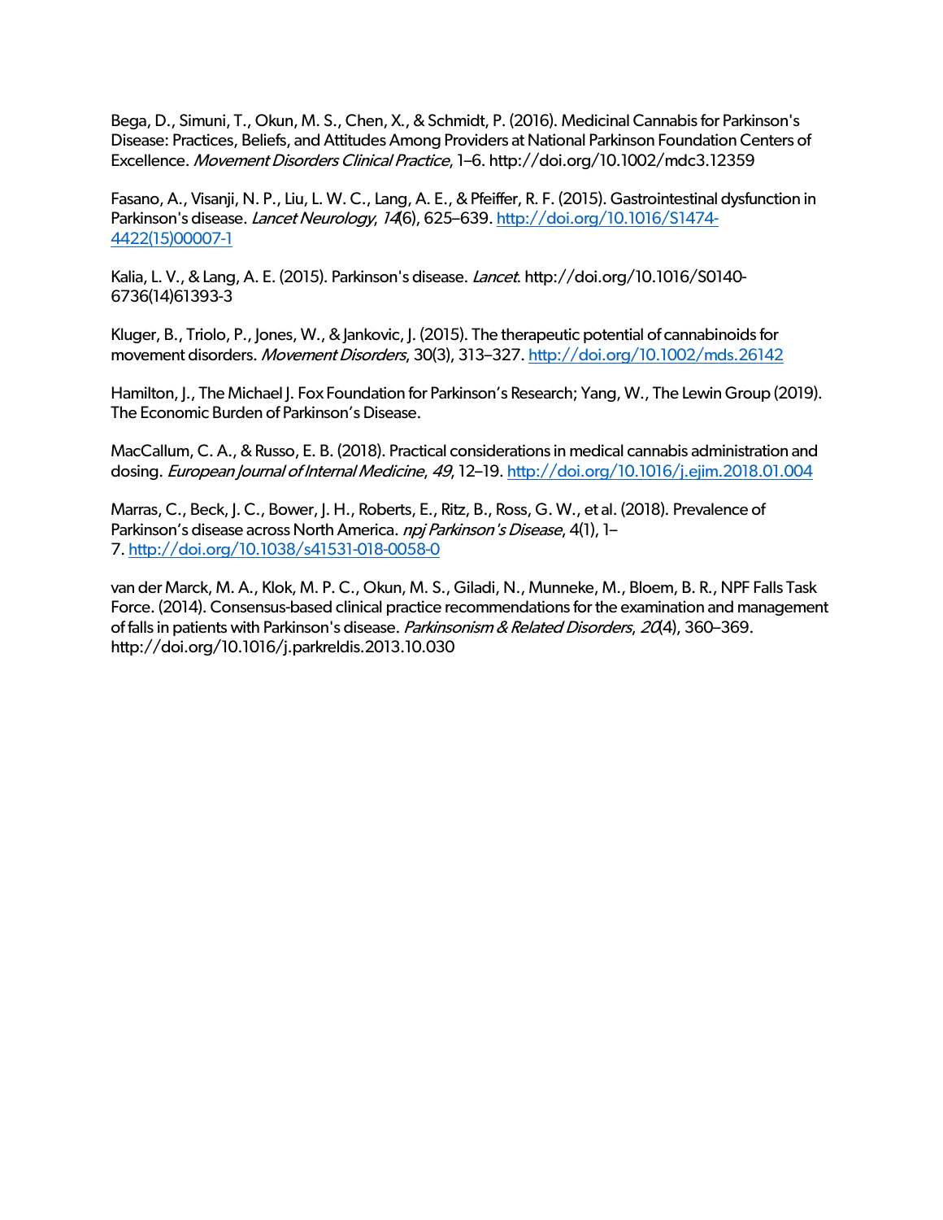Bega, D., Simuni, T., Okun, M. S., Chen, X., & Schmidt, P. (2016). Medicinal Cannabis for Parkinson's Disease: Practices, Beliefs, and Attitudes Among Providers at National Parkinson Foundation Centers of Excellence. *Movement Disorders Clinical Practice*, 1–6. http://doi.org/10.1002/mdc3.12359

Fasano, A., Visanji, N. P., Liu, L. W. C., Lang, A. E., & Pfeiffer, R. F. (2015). Gastrointestinal dysfunction in Parkinson's disease. *Lancet Neurology*, *14*(6), 625–639. http://doi.org/10.1016/S1474-4422(15)00007-1

Kalia, L. V., & Lang, A. E. (2015). Parkinson's disease. *Lancet*. http://doi.org/10.1016/S0140-6736(14)61393-3

Kluger, B., Triolo, P., Jones, W., & Jankovic, J. (2015). The therapeutic potential of cannabinoids for movement disorders. *Movement Disorders*, 30(3), 313–327. http://doi.org/10.1002/mds.26142

Hamilton, J., The Michael J. Fox Foundation for Parkinson's Research; Yang, W., The Lewin Group (2019). The Economic Burden of Parkinson's Disease.

MacCallum, C. A., & Russo, E. B. (2018). Practical considerations in medical cannabis administration and dosing. *European Journal of Internal Medicine*, *49*, 12–19. http://doi.org/10.1016/j.ejim.2018.01.004

Marras, C., Beck, J. C., Bower, J. H., Roberts, E., Ritz, B., Ross, G. W., et al. (2018). Prevalence of Parkinson's disease across North America. *npj Parkinson's Disease*, 4(1), 1–7. http://doi.org/10.1038/s41531-018-0058-0

van der Marck, M. A., Klok, M. P. C., Okun, M. S., Giladi, N., Munneke, M., Bloem, B. R., NPF Falls Task Force. (2014). Consensus-based clinical practice recommendations for the examination and management of falls in patients with Parkinson's disease. *Parkinsonism & Related Disorders*, *20*(4), 360–369. http://doi.org/10.1016/j.parkreldis.2013.10.030